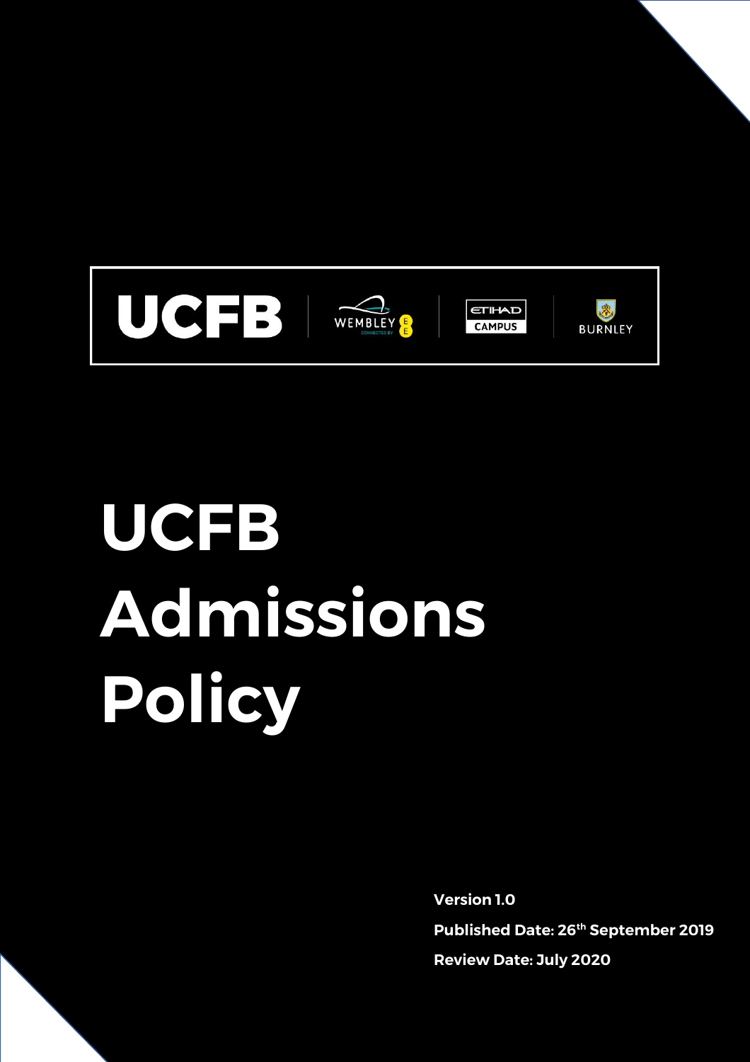UCFB | WEMBLEY | ETIHAD CAMPUS | BURNLEY

# UCFB Admissions Policy

**Version 1.0**

**Published Date: 26th September 2019**

**Review Date: July 2020**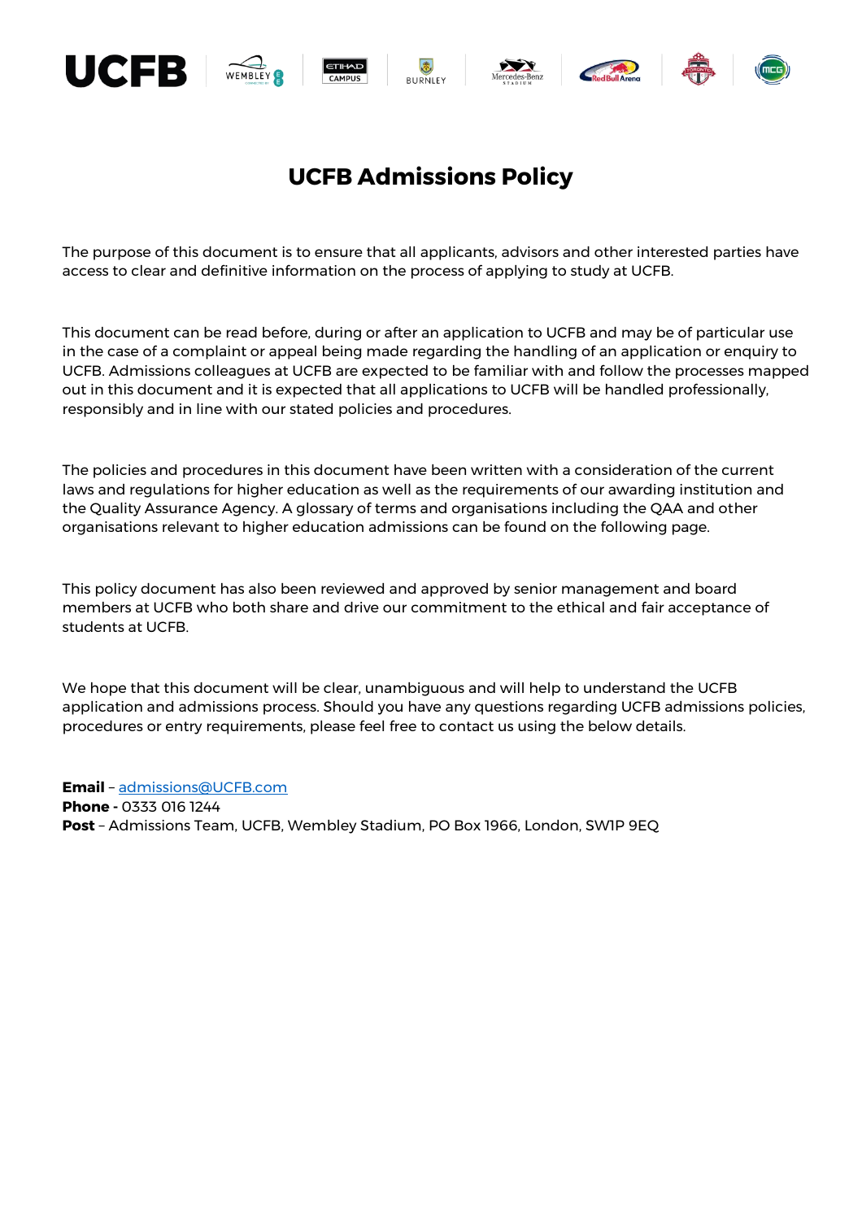# UCFB Admissions Policy

The purpose of this document is to ensure that all applicants, advisors and other interested parties have access to clear and definitive information on the process of applying to study at UCFB.

This document can be read before, during or after an application to UCFB and may be of particular use in the case of a complaint or appeal being made regarding the handling of an application or enquiry to UCFB. Admissions colleagues at UCFB are expected to be familiar with and follow the processes mapped out in this document and it is expected that all applications to UCFB will be handled professionally, responsibly and in line with our stated policies and procedures.

The policies and procedures in this document have been written with a consideration of the current laws and regulations for higher education as well as the requirements of our awarding institution and the Quality Assurance Agency. A glossary of terms and organisations including the QAA and other organisations relevant to higher education admissions can be found on the following page.

This policy document has also been reviewed and approved by senior management and board members at UCFB who both share and drive our commitment to the ethical and fair acceptance of students at UCFB.

We hope that this document will be clear, unambiguous and will help to understand the UCFB application and admissions process. Should you have any questions regarding UCFB admissions policies, procedures or entry requirements, please feel free to contact us using the below details.

**Email** – admissions@UCFB.com
**Phone -** 0333 016 1244
**Post** – Admissions Team, UCFB, Wembley Stadium, PO Box 1966, London, SW1P 9EQ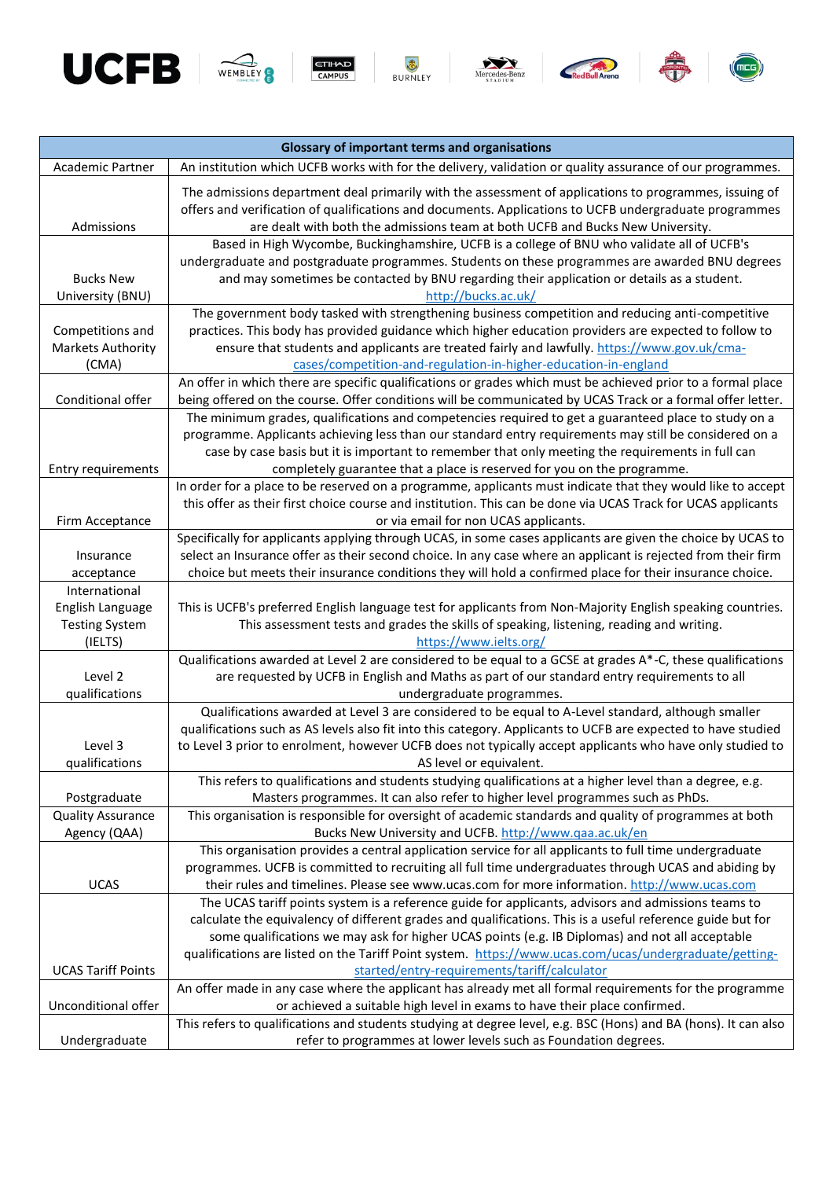| Glossary of important terms and organisations | |
|---|---|
| Academic Partner | An institution which UCFB works with for the delivery, validation or quality assurance of our programmes. |
| Admissions | The admissions department deal primarily with the assessment of applications to programmes, issuing of offers and verification of qualifications and documents. Applications to UCFB undergraduate programmes are dealt with both the admissions team at both UCFB and Bucks New University. |
| Bucks New University (BNU) | Based in High Wycombe, Buckinghamshire, UCFB is a college of BNU who validate all of UCFB's undergraduate and postgraduate programmes. Students on these programmes are awarded BNU degrees and may sometimes be contacted by BNU regarding their application or details as a student. http://bucks.ac.uk/ |
| Competitions and Markets Authority (CMA) | The government body tasked with strengthening business competition and reducing anti-competitive practices. This body has provided guidance which higher education providers are expected to follow to ensure that students and applicants are treated fairly and lawfully. https://www.gov.uk/cma-cases/competition-and-regulation-in-higher-education-in-england |
| Conditional offer | An offer in which there are specific qualifications or grades which must be achieved prior to a formal place being offered on the course. Offer conditions will be communicated by UCAS Track or a formal offer letter. |
| Entry requirements | The minimum grades, qualifications and competencies required to get a guaranteed place to study on a programme. Applicants achieving less than our standard entry requirements may still be considered on a case by case basis but it is important to remember that only meeting the requirements in full can completely guarantee that a place is reserved for you on the programme. |
| Firm Acceptance | In order for a place to be reserved on a programme, applicants must indicate that they would like to accept this offer as their first choice course and institution. This can be done via UCAS Track for UCAS applicants or via email for non UCAS applicants. |
| Insurance acceptance | Specifically for applicants applying through UCAS, in some cases applicants are given the choice by UCAS to select an Insurance offer as their second choice. In any case where an applicant is rejected from their firm choice but meets their insurance conditions they will hold a confirmed place for their insurance choice. |
| International English Language Testing System (IELTS) | This is UCFB's preferred English language test for applicants from Non-Majority English speaking countries. This assessment tests and grades the skills of speaking, listening, reading and writing. https://www.ielts.org/ |
| Level 2 qualifications | Qualifications awarded at Level 2 are considered to be equal to a GCSE at grades A*-C, these qualifications are requested by UCFB in English and Maths as part of our standard entry requirements to all undergraduate programmes. |
| Level 3 qualifications | Qualifications awarded at Level 3 are considered to be equal to A-Level standard, although smaller qualifications such as AS levels also fit into this category. Applicants to UCFB are expected to have studied to Level 3 prior to enrolment, however UCFB does not typically accept applicants who have only studied to AS level or equivalent. |
| Postgraduate | This refers to qualifications and students studying qualifications at a higher level than a degree, e.g. Masters programmes. It can also refer to higher level programmes such as PhDs. |
| Quality Assurance Agency (QAA) | This organisation is responsible for oversight of academic standards and quality of programmes at both Bucks New University and UCFB. http://www.qaa.ac.uk/en |
| UCAS | This organisation provides a central application service for all applicants to full time undergraduate programmes. UCFB is committed to recruiting all full time undergraduates through UCAS and abiding by their rules and timelines. Please see www.ucas.com for more information. http://www.ucas.com |
| UCAS Tariff Points | The UCAS tariff points system is a reference guide for applicants, advisors and admissions teams to calculate the equivalency of different grades and qualifications. This is a useful reference guide but for some qualifications we may ask for higher UCAS points (e.g. IB Diplomas) and not all acceptable qualifications are listed on the Tariff Point system. https://www.ucas.com/ucas/undergraduate/getting-started/entry-requirements/tariff/calculator |
| Unconditional offer | An offer made in any case where the applicant has already met all formal requirements for the programme or achieved a suitable high level in exams to have their place confirmed. |
| Undergraduate | This refers to qualifications and students studying at degree level, e.g. BSC (Hons) and BA (hons). It can also refer to programmes at lower levels such as Foundation degrees. |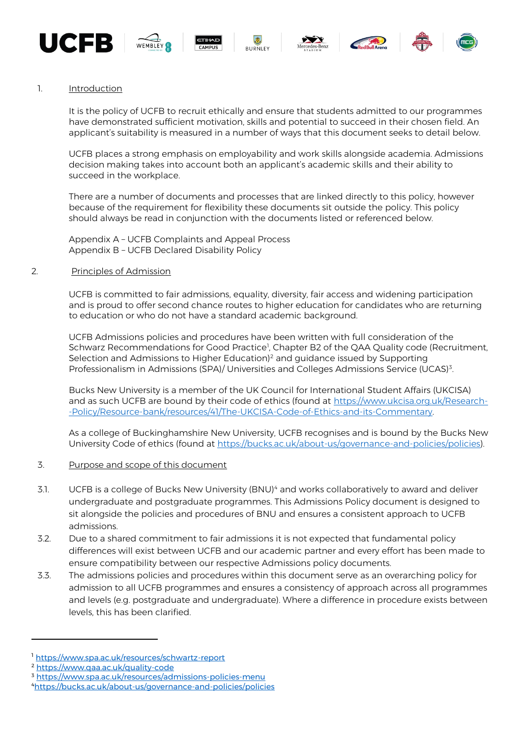## 1. Introduction

It is the policy of UCFB to recruit ethically and ensure that students admitted to our programmes have demonstrated sufficient motivation, skills and potential to succeed in their chosen field. An applicant's suitability is measured in a number of ways that this document seeks to detail below.

UCFB places a strong emphasis on employability and work skills alongside academia. Admissions decision making takes into account both an applicant's academic skills and their ability to succeed in the workplace.

There are a number of documents and processes that are linked directly to this policy, however because of the requirement for flexibility these documents sit outside the policy. This policy should always be read in conjunction with the documents listed or referenced below.

Appendix A – UCFB Complaints and Appeal Process
Appendix B – UCFB Declared Disability Policy

## 2. Principles of Admission

UCFB is committed to fair admissions, equality, diversity, fair access and widening participation and is proud to offer second chance routes to higher education for candidates who are returning to education or who do not have a standard academic background.

UCFB Admissions policies and procedures have been written with full consideration of the Schwarz Recommendations for Good Practice[1], Chapter B2 of the QAA Quality code (Recruitment, Selection and Admissions to Higher Education)[2] and guidance issued by Supporting Professionalism in Admissions (SPA)/ Universities and Colleges Admissions Service (UCAS)[3].

Bucks New University is a member of the UK Council for International Student Affairs (UKCISA) and as such UCFB are bound by their code of ethics (found at https://www.ukcisa.org.uk/Research--Policy/Resource-bank/resources/41/The-UKCISA-Code-of-Ethics-and-its-Commentary.

As a college of Buckinghamshire New University, UCFB recognises and is bound by the Bucks New University Code of ethics (found at https://bucks.ac.uk/about-us/governance-and-policies/policies).

## 3. Purpose and scope of this document

3.1. UCFB is a college of Bucks New University (BNU)[4] and works collaboratively to award and deliver undergraduate and postgraduate programmes. This Admissions Policy document is designed to sit alongside the policies and procedures of BNU and ensures a consistent approach to UCFB admissions.

3.2. Due to a shared commitment to fair admissions it is not expected that fundamental policy differences will exist between UCFB and our academic partner and every effort has been made to ensure compatibility between our respective Admissions policy documents.

3.3. The admissions policies and procedures within this document serve as an overarching policy for admission to all UCFB programmes and ensures a consistency of approach across all programmes and levels (e.g. postgraduate and undergraduate). Where a difference in procedure exists between levels, this has been clarified.

---

[1] https://www.spa.ac.uk/resources/schwartz-report
[2] https://www.qaa.ac.uk/quality-code
[3] https://www.spa.ac.uk/resources/admissions-policies-menu
[4] https://bucks.ac.uk/about-us/governance-and-policies/policies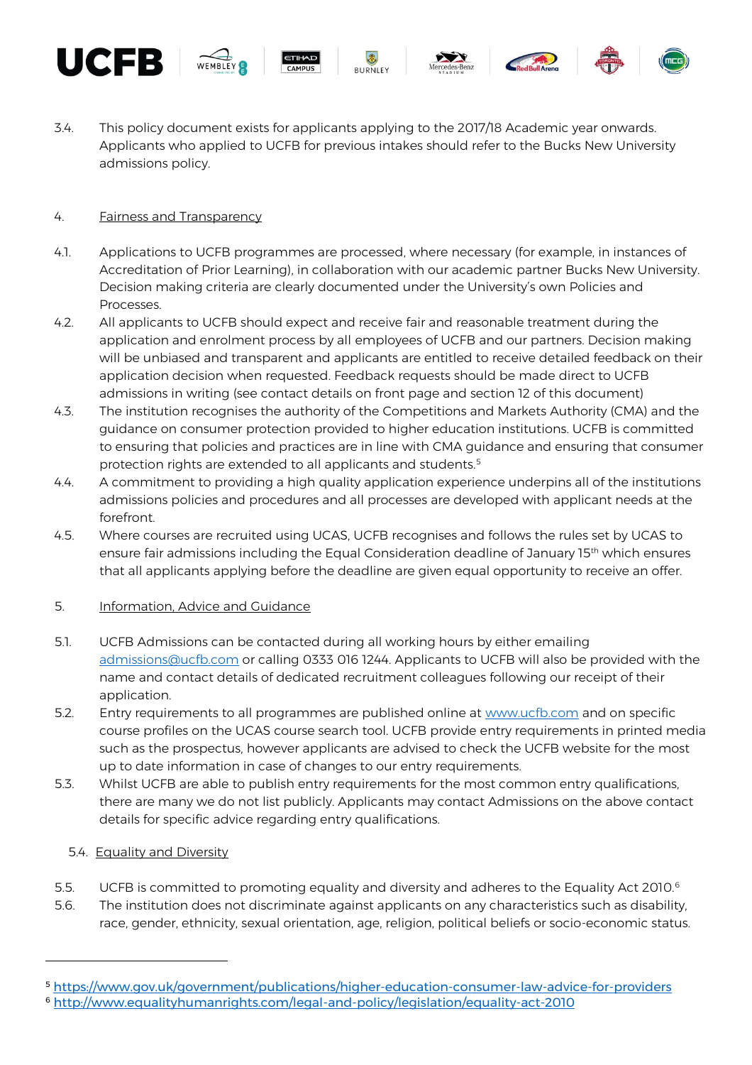3.4. This policy document exists for applicants applying to the 2017/18 Academic year onwards. Applicants who applied to UCFB for previous intakes should refer to the Bucks New University admissions policy.

## 4. Fairness and Transparency

4.1. Applications to UCFB programmes are processed, where necessary (for example, in instances of Accreditation of Prior Learning), in collaboration with our academic partner Bucks New University. Decision making criteria are clearly documented under the University's own Policies and Processes.

4.2. All applicants to UCFB should expect and receive fair and reasonable treatment during the application and enrolment process by all employees of UCFB and our partners. Decision making will be unbiased and transparent and applicants are entitled to receive detailed feedback on their application decision when requested. Feedback requests should be made direct to UCFB admissions in writing (see contact details on front page and section 12 of this document)

4.3. The institution recognises the authority of the Competitions and Markets Authority (CMA) and the guidance on consumer protection provided to higher education institutions. UCFB is committed to ensuring that policies and practices are in line with CMA guidance and ensuring that consumer protection rights are extended to all applicants and students.[5]

4.4. A commitment to providing a high quality application experience underpins all of the institutions admissions policies and procedures and all processes are developed with applicant needs at the forefront.

4.5. Where courses are recruited using UCAS, UCFB recognises and follows the rules set by UCAS to ensure fair admissions including the Equal Consideration deadline of January 15th which ensures that all applicants applying before the deadline are given equal opportunity to receive an offer.

## 5. Information, Advice and Guidance

5.1. UCFB Admissions can be contacted during all working hours by either emailing admissions@ucfb.com or calling 0333 016 1244. Applicants to UCFB will also be provided with the name and contact details of dedicated recruitment colleagues following our receipt of their application.

5.2. Entry requirements to all programmes are published online at www.ucfb.com and on specific course profiles on the UCAS course search tool. UCFB provide entry requirements in printed media such as the prospectus, however applicants are advised to check the UCFB website for the most up to date information in case of changes to our entry requirements.

5.3. Whilst UCFB are able to publish entry requirements for the most common entry qualifications, there are many we do not list publicly. Applicants may contact Admissions on the above contact details for specific advice regarding entry qualifications.

### 5.4. Equality and Diversity

5.5. UCFB is committed to promoting equality and diversity and adheres to the Equality Act 2010.[6]

5.6. The institution does not discriminate against applicants on any characteristics such as disability, race, gender, ethnicity, sexual orientation, age, religion, political beliefs or socio-economic status.

---

[5] https://www.gov.uk/government/publications/higher-education-consumer-law-advice-for-providers

[6] http://www.equalityhumanrights.com/legal-and-policy/legislation/equality-act-2010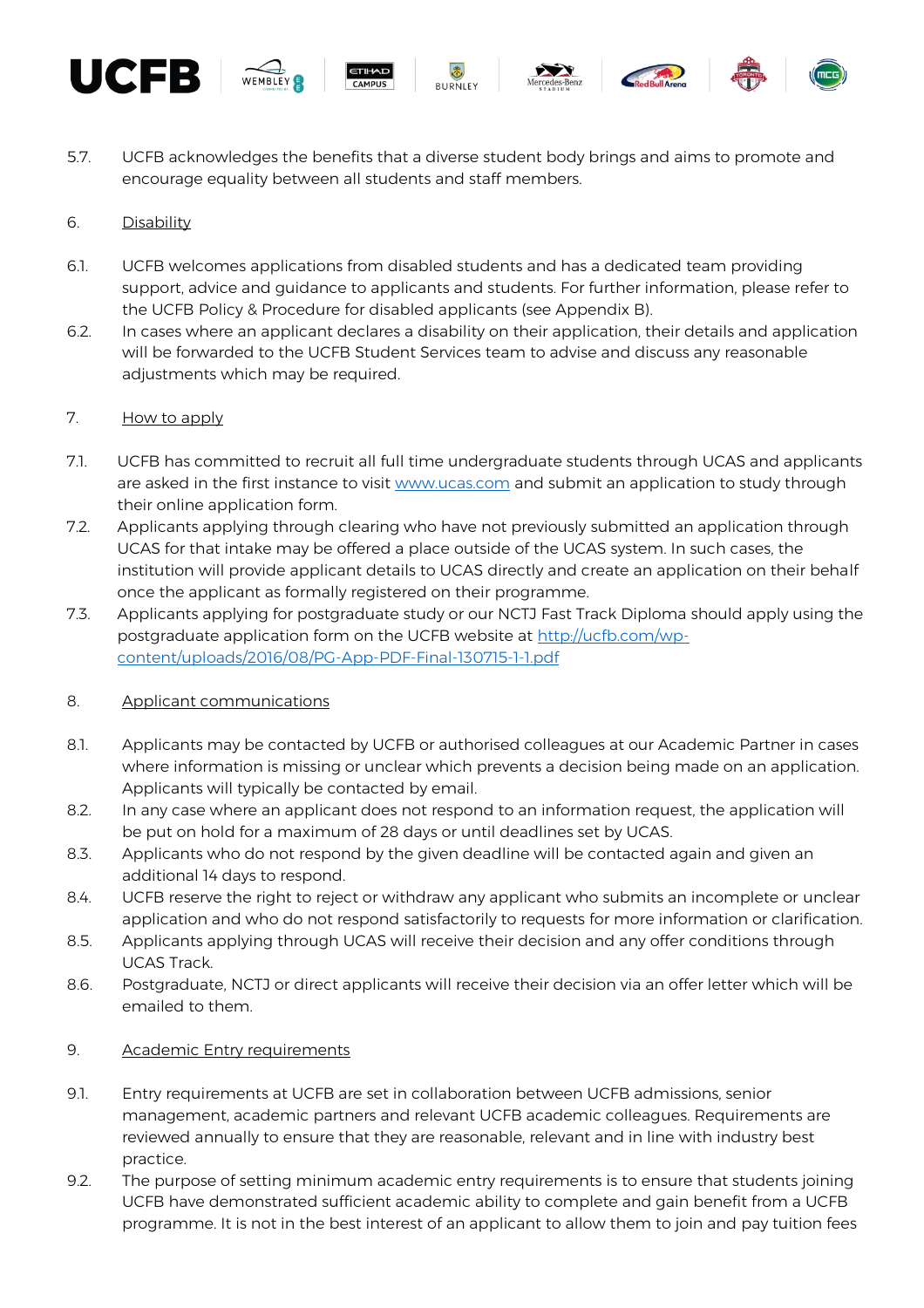5.7. UCFB acknowledges the benefits that a diverse student body brings and aims to promote and encourage equality between all students and staff members.

6. Disability

6.1. UCFB welcomes applications from disabled students and has a dedicated team providing support, advice and guidance to applicants and students. For further information, please refer to the UCFB Policy & Procedure for disabled applicants (see Appendix B).

6.2. In cases where an applicant declares a disability on their application, their details and application will be forwarded to the UCFB Student Services team to advise and discuss any reasonable adjustments which may be required.

7. How to apply

7.1. UCFB has committed to recruit all full time undergraduate students through UCAS and applicants are asked in the first instance to visit [www.ucas.com](www.ucas.com) and submit an application to study through their online application form.

7.2. Applicants applying through clearing who have not previously submitted an application through UCAS for that intake may be offered a place outside of the UCAS system. In such cases, the institution will provide applicant details to UCAS directly and create an application on their behalf once the applicant as formally registered on their programme.

7.3. Applicants applying for postgraduate study or our NCTJ Fast Track Diploma should apply using the postgraduate application form on the UCFB website at [http://ucfb.com/wp-content/uploads/2016/08/PG-App-PDF-Final-130715-1-1.pdf](http://ucfb.com/wp-content/uploads/2016/08/PG-App-PDF-Final-130715-1-1.pdf)

8. Applicant communications

8.1. Applicants may be contacted by UCFB or authorised colleagues at our Academic Partner in cases where information is missing or unclear which prevents a decision being made on an application. Applicants will typically be contacted by email.

8.2. In any case where an applicant does not respond to an information request, the application will be put on hold for a maximum of 28 days or until deadlines set by UCAS.

8.3. Applicants who do not respond by the given deadline will be contacted again and given an additional 14 days to respond.

8.4. UCFB reserve the right to reject or withdraw any applicant who submits an incomplete or unclear application and who do not respond satisfactorily to requests for more information or clarification.

8.5. Applicants applying through UCAS will receive their decision and any offer conditions through UCAS Track.

8.6. Postgraduate, NCTJ or direct applicants will receive their decision via an offer letter which will be emailed to them.

9. Academic Entry requirements

9.1. Entry requirements at UCFB are set in collaboration between UCFB admissions, senior management, academic partners and relevant UCFB academic colleagues. Requirements are reviewed annually to ensure that they are reasonable, relevant and in line with industry best practice.

9.2. The purpose of setting minimum academic entry requirements is to ensure that students joining UCFB have demonstrated sufficient academic ability to complete and gain benefit from a UCFB programme. It is not in the best interest of an applicant to allow them to join and pay tuition fees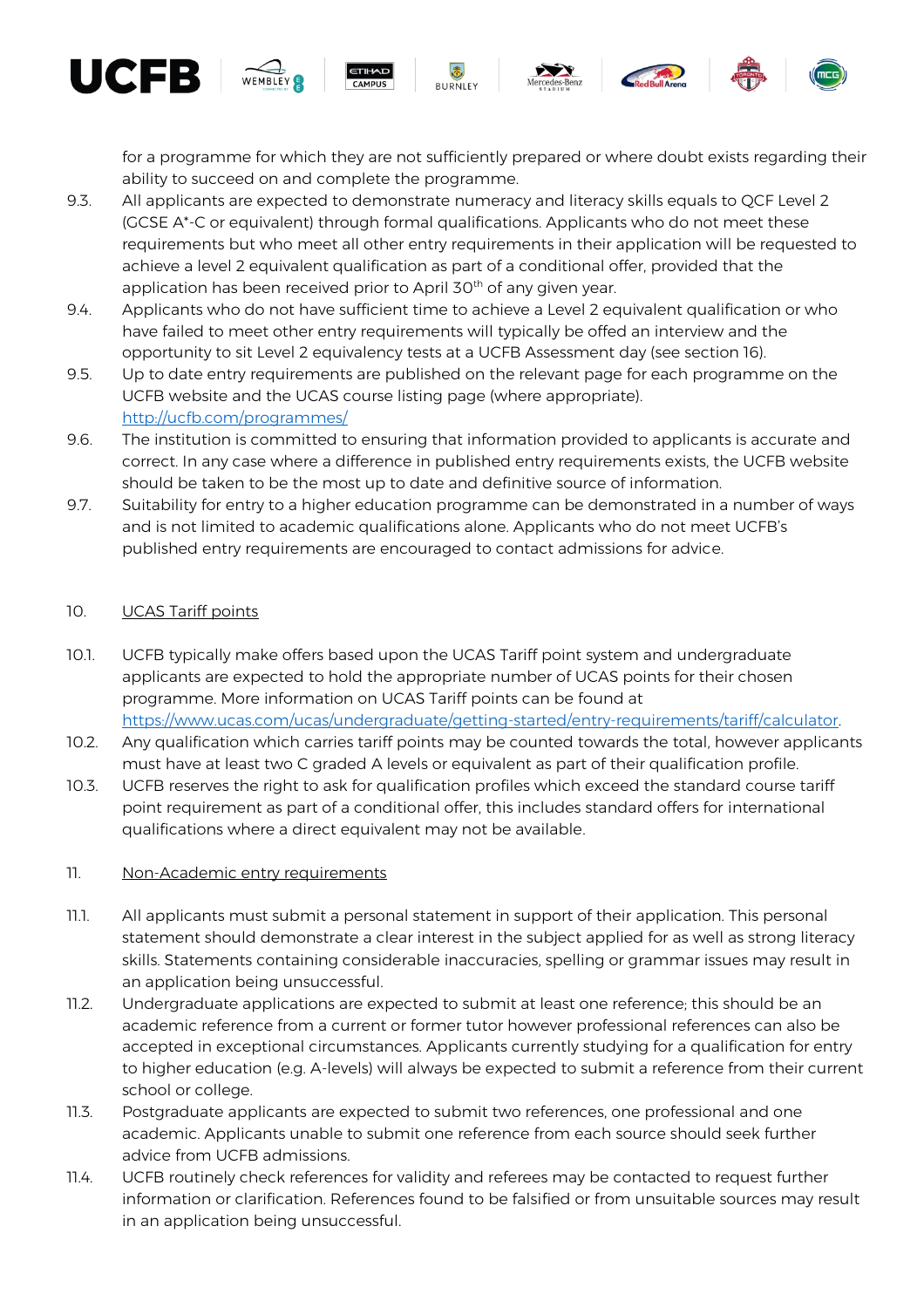for a programme for which they are not sufficiently prepared or where doubt exists regarding their ability to succeed on and complete the programme.

9.3. All applicants are expected to demonstrate numeracy and literacy skills equals to QCF Level 2 (GCSE A*-C or equivalent) through formal qualifications. Applicants who do not meet these requirements but who meet all other entry requirements in their application will be requested to achieve a level 2 equivalent qualification as part of a conditional offer, provided that the application has been received prior to April 30th of any given year.

9.4. Applicants who do not have sufficient time to achieve a Level 2 equivalent qualification or who have failed to meet other entry requirements will typically be offed an interview and the opportunity to sit Level 2 equivalency tests at a UCFB Assessment day (see section 16).

9.5. Up to date entry requirements are published on the relevant page for each programme on the UCFB website and the UCAS course listing page (where appropriate). http://ucfb.com/programmes/

9.6. The institution is committed to ensuring that information provided to applicants is accurate and correct. In any case where a difference in published entry requirements exists, the UCFB website should be taken to be the most up to date and definitive source of information.

9.7. Suitability for entry to a higher education programme can be demonstrated in a number of ways and is not limited to academic qualifications alone. Applicants who do not meet UCFB's published entry requirements are encouraged to contact admissions for advice.

## 10. UCAS Tariff points

10.1. UCFB typically make offers based upon the UCAS Tariff point system and undergraduate applicants are expected to hold the appropriate number of UCAS points for their chosen programme. More information on UCAS Tariff points can be found at https://www.ucas.com/ucas/undergraduate/getting-started/entry-requirements/tariff/calculator.

10.2. Any qualification which carries tariff points may be counted towards the total, however applicants must have at least two C graded A levels or equivalent as part of their qualification profile.

10.3. UCFB reserves the right to ask for qualification profiles which exceed the standard course tariff point requirement as part of a conditional offer, this includes standard offers for international qualifications where a direct equivalent may not be available.

## 11. Non-Academic entry requirements

11.1. All applicants must submit a personal statement in support of their application. This personal statement should demonstrate a clear interest in the subject applied for as well as strong literacy skills. Statements containing considerable inaccuracies, spelling or grammar issues may result in an application being unsuccessful.

11.2. Undergraduate applications are expected to submit at least one reference; this should be an academic reference from a current or former tutor however professional references can also be accepted in exceptional circumstances. Applicants currently studying for a qualification for entry to higher education (e.g. A-levels) will always be expected to submit a reference from their current school or college.

11.3. Postgraduate applicants are expected to submit two references, one professional and one academic. Applicants unable to submit one reference from each source should seek further advice from UCFB admissions.

11.4. UCFB routinely check references for validity and referees may be contacted to request further information or clarification. References found to be falsified or from unsuitable sources may result in an application being unsuccessful.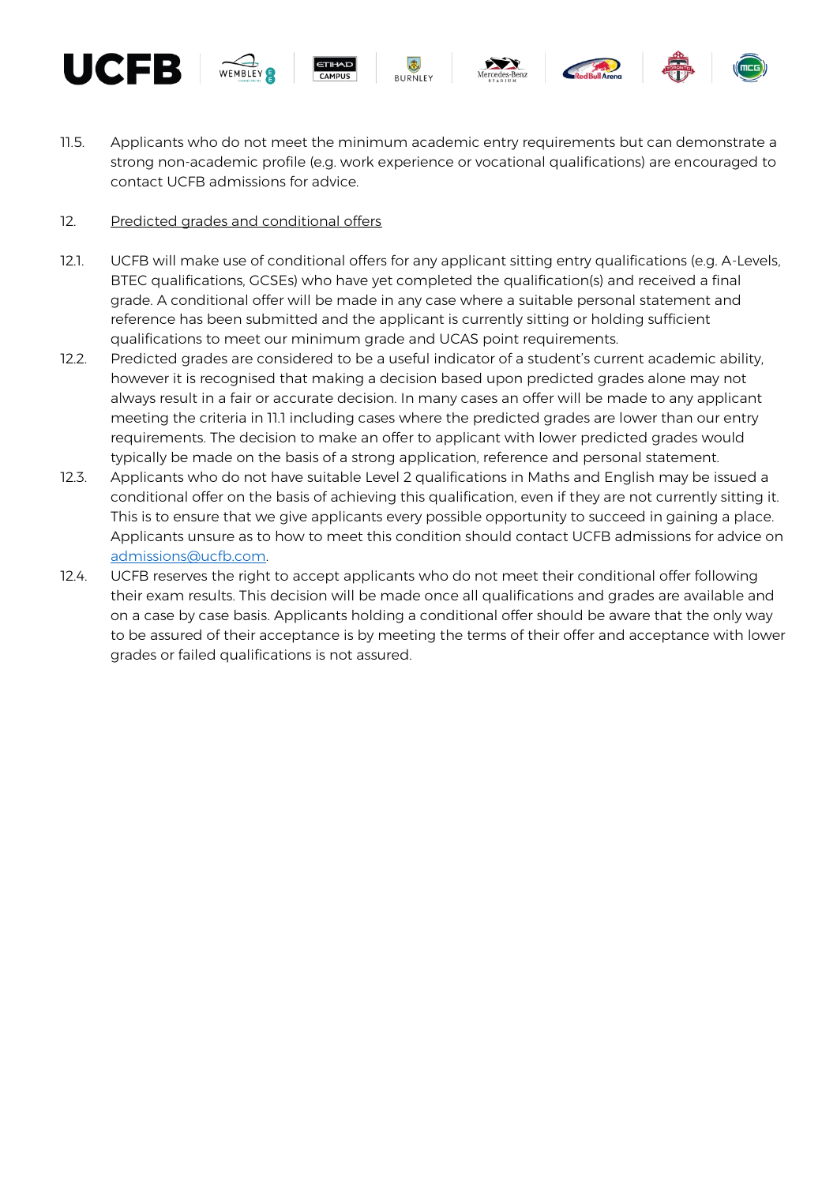11.5. Applicants who do not meet the minimum academic entry requirements but can demonstrate a strong non-academic profile (e.g. work experience or vocational qualifications) are encouraged to contact UCFB admissions for advice.

12. <u>Predicted grades and conditional offers</u>

12.1. UCFB will make use of conditional offers for any applicant sitting entry qualifications (e.g. A-Levels, BTEC qualifications, GCSEs) who have yet completed the qualification(s) and received a final grade. A conditional offer will be made in any case where a suitable personal statement and reference has been submitted and the applicant is currently sitting or holding sufficient qualifications to meet our minimum grade and UCAS point requirements.

12.2. Predicted grades are considered to be a useful indicator of a student's current academic ability, however it is recognised that making a decision based upon predicted grades alone may not always result in a fair or accurate decision. In many cases an offer will be made to any applicant meeting the criteria in 11.1 including cases where the predicted grades are lower than our entry requirements. The decision to make an offer to applicant with lower predicted grades would typically be made on the basis of a strong application, reference and personal statement.

12.3. Applicants who do not have suitable Level 2 qualifications in Maths and English may be issued a conditional offer on the basis of achieving this qualification, even if they are not currently sitting it. This is to ensure that we give applicants every possible opportunity to succeed in gaining a place. Applicants unsure as to how to meet this condition should contact UCFB admissions for advice on [admissions@ucfb.com](mailto:admissions@ucfb.com).

12.4. UCFB reserves the right to accept applicants who do not meet their conditional offer following their exam results. This decision will be made once all qualifications and grades are available and on a case by case basis. Applicants holding a conditional offer should be aware that the only way to be assured of their acceptance is by meeting the terms of their offer and acceptance with lower grades or failed qualifications is not assured.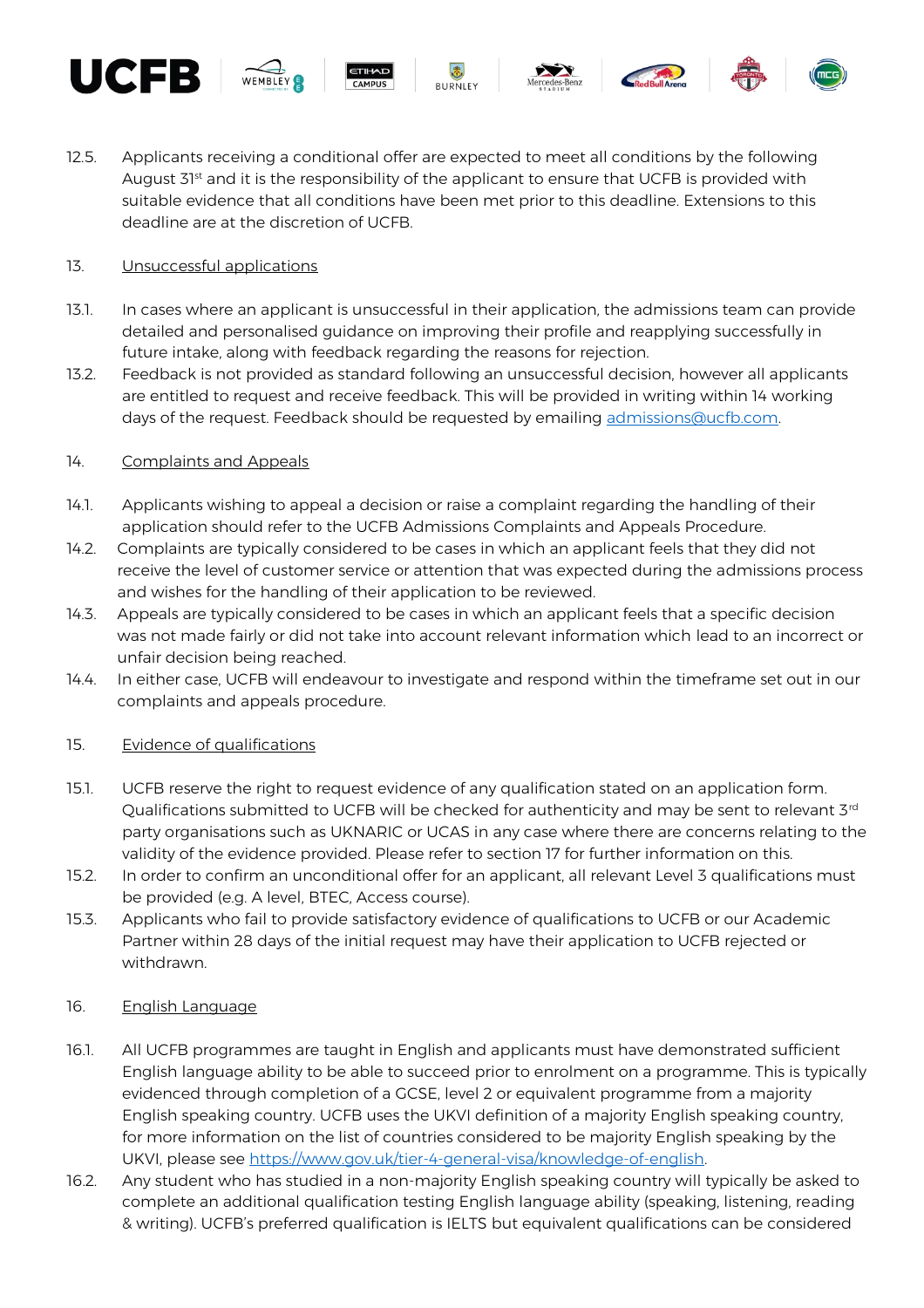12.5. Applicants receiving a conditional offer are expected to meet all conditions by the following August 31st and it is the responsibility of the applicant to ensure that UCFB is provided with suitable evidence that all conditions have been met prior to this deadline. Extensions to this deadline are at the discretion of UCFB.

13. <u>Unsuccessful applications</u>

13.1. In cases where an applicant is unsuccessful in their application, the admissions team can provide detailed and personalised guidance on improving their profile and reapplying successfully in future intake, along with feedback regarding the reasons for rejection.

13.2. Feedback is not provided as standard following an unsuccessful decision, however all applicants are entitled to request and receive feedback. This will be provided in writing within 14 working days of the request. Feedback should be requested by emailing [admissions@ucfb.com](mailto:admissions@ucfb.com).

14. <u>Complaints and Appeals</u>

14.1. Applicants wishing to appeal a decision or raise a complaint regarding the handling of their application should refer to the UCFB Admissions Complaints and Appeals Procedure.

14.2. Complaints are typically considered to be cases in which an applicant feels that they did not receive the level of customer service or attention that was expected during the admissions process and wishes for the handling of their application to be reviewed.

14.3. Appeals are typically considered to be cases in which an applicant feels that a specific decision was not made fairly or did not take into account relevant information which lead to an incorrect or unfair decision being reached.

14.4. In either case, UCFB will endeavour to investigate and respond within the timeframe set out in our complaints and appeals procedure.

15. <u>Evidence of qualifications</u>

15.1. UCFB reserve the right to request evidence of any qualification stated on an application form. Qualifications submitted to UCFB will be checked for authenticity and may be sent to relevant 3rd party organisations such as UKNARIC or UCAS in any case where there are concerns relating to the validity of the evidence provided. Please refer to section 17 for further information on this.

15.2. In order to confirm an unconditional offer for an applicant, all relevant Level 3 qualifications must be provided (e.g. A level, BTEC, Access course).

15.3. Applicants who fail to provide satisfactory evidence of qualifications to UCFB or our Academic Partner within 28 days of the initial request may have their application to UCFB rejected or withdrawn.

16. <u>English Language</u>

16.1. All UCFB programmes are taught in English and applicants must have demonstrated sufficient English language ability to be able to succeed prior to enrolment on a programme. This is typically evidenced through completion of a GCSE, level 2 or equivalent programme from a majority English speaking country. UCFB uses the UKVI definition of a majority English speaking country, for more information on the list of countries considered to be majority English speaking by the UKVI, please see [https://www.gov.uk/tier-4-general-visa/knowledge-of-english](https://www.gov.uk/tier-4-general-visa/knowledge-of-english).

16.2. Any student who has studied in a non-majority English speaking country will typically be asked to complete an additional qualification testing English language ability (speaking, listening, reading & writing). UCFB's preferred qualification is IELTS but equivalent qualifications can be considered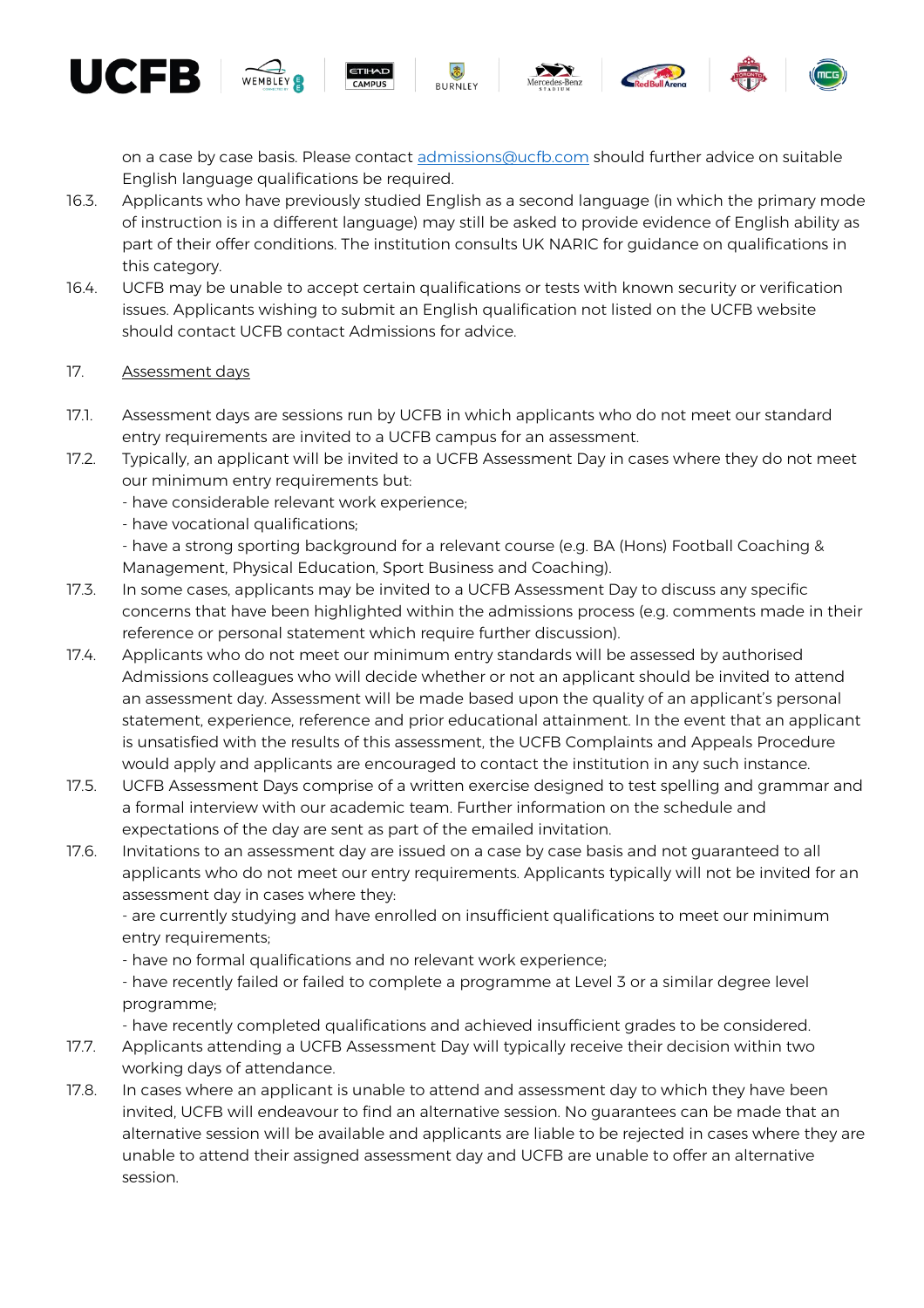on a case by case basis. Please contact [admissions@ucfb.com](mailto:admissions@ucfb.com) should further advice on suitable English language qualifications be required.

16.3. Applicants who have previously studied English as a second language (in which the primary mode of instruction is in a different language) may still be asked to provide evidence of English ability as part of their offer conditions. The institution consults UK NARIC for guidance on qualifications in this category.

16.4. UCFB may be unable to accept certain qualifications or tests with known security or verification issues. Applicants wishing to submit an English qualification not listed on the UCFB website should contact UCFB contact Admissions for advice.

17. Assessment days

17.1. Assessment days are sessions run by UCFB in which applicants who do not meet our standard entry requirements are invited to a UCFB campus for an assessment.

17.2. Typically, an applicant will be invited to a UCFB Assessment Day in cases where they do not meet our minimum entry requirements but:
- have considerable relevant work experience;
- have vocational qualifications;
- have a strong sporting background for a relevant course (e.g. BA (Hons) Football Coaching & Management, Physical Education, Sport Business and Coaching).

17.3. In some cases, applicants may be invited to a UCFB Assessment Day to discuss any specific concerns that have been highlighted within the admissions process (e.g. comments made in their reference or personal statement which require further discussion).

17.4. Applicants who do not meet our minimum entry standards will be assessed by authorised Admissions colleagues who will decide whether or not an applicant should be invited to attend an assessment day. Assessment will be made based upon the quality of an applicant's personal statement, experience, reference and prior educational attainment. In the event that an applicant is unsatisfied with the results of this assessment, the UCFB Complaints and Appeals Procedure would apply and applicants are encouraged to contact the institution in any such instance.

17.5. UCFB Assessment Days comprise of a written exercise designed to test spelling and grammar and a formal interview with our academic team. Further information on the schedule and expectations of the day are sent as part of the emailed invitation.

17.6. Invitations to an assessment day are issued on a case by case basis and not guaranteed to all applicants who do not meet our entry requirements. Applicants typically will not be invited for an assessment day in cases where they:
- are currently studying and have enrolled on insufficient qualifications to meet our minimum entry requirements;
- have no formal qualifications and no relevant work experience;
- have recently failed or failed to complete a programme at Level 3 or a similar degree level programme;
- have recently completed qualifications and achieved insufficient grades to be considered.

17.7. Applicants attending a UCFB Assessment Day will typically receive their decision within two working days of attendance.

17.8. In cases where an applicant is unable to attend and assessment day to which they have been invited, UCFB will endeavour to find an alternative session. No guarantees can be made that an alternative session will be available and applicants are liable to be rejected in cases where they are unable to attend their assigned assessment day and UCFB are unable to offer an alternative session.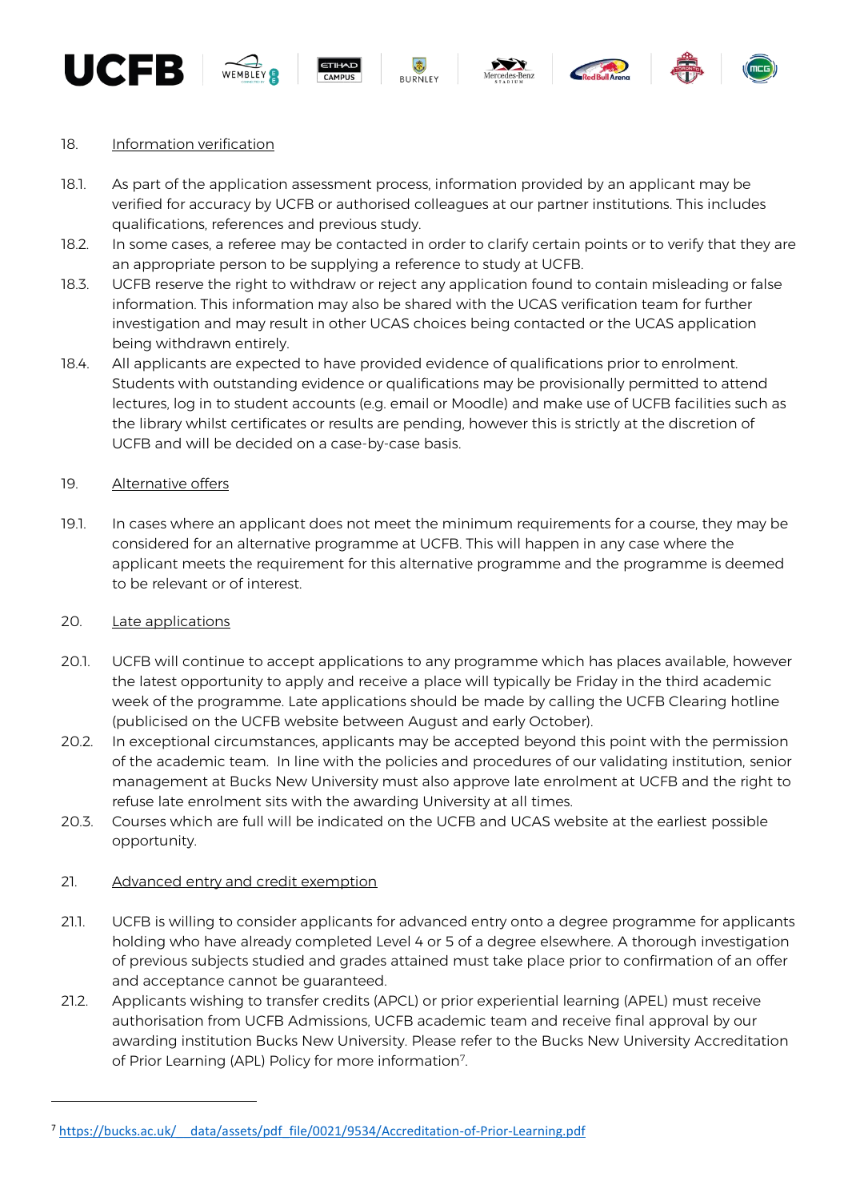18. Information verification

18.1. As part of the application assessment process, information provided by an applicant may be verified for accuracy by UCFB or authorised colleagues at our partner institutions. This includes qualifications, references and previous study.

18.2. In some cases, a referee may be contacted in order to clarify certain points or to verify that they are an appropriate person to be supplying a reference to study at UCFB.

18.3. UCFB reserve the right to withdraw or reject any application found to contain misleading or false information. This information may also be shared with the UCAS verification team for further investigation and may result in other UCAS choices being contacted or the UCAS application being withdrawn entirely.

18.4. All applicants are expected to have provided evidence of qualifications prior to enrolment. Students with outstanding evidence or qualifications may be provisionally permitted to attend lectures, log in to student accounts (e.g. email or Moodle) and make use of UCFB facilities such as the library whilst certificates or results are pending, however this is strictly at the discretion of UCFB and will be decided on a case-by-case basis.

19. Alternative offers

19.1. In cases where an applicant does not meet the minimum requirements for a course, they may be considered for an alternative programme at UCFB. This will happen in any case where the applicant meets the requirement for this alternative programme and the programme is deemed to be relevant or of interest.

20. Late applications

20.1. UCFB will continue to accept applications to any programme which has places available, however the latest opportunity to apply and receive a place will typically be Friday in the third academic week of the programme. Late applications should be made by calling the UCFB Clearing hotline (publicised on the UCFB website between August and early October).

20.2. In exceptional circumstances, applicants may be accepted beyond this point with the permission of the academic team. In line with the policies and procedures of our validating institution, senior management at Bucks New University must also approve late enrolment at UCFB and the right to refuse late enrolment sits with the awarding University at all times.

20.3. Courses which are full will be indicated on the UCFB and UCAS website at the earliest possible opportunity.

21. Advanced entry and credit exemption

21.1. UCFB is willing to consider applicants for advanced entry onto a degree programme for applicants holding who have already completed Level 4 or 5 of a degree elsewhere. A thorough investigation of previous subjects studied and grades attained must take place prior to confirmation of an offer and acceptance cannot be guaranteed.

21.2. Applicants wishing to transfer credits (APCL) or prior experiential learning (APEL) must receive authorisation from UCFB Admissions, UCFB academic team and receive final approval by our awarding institution Bucks New University. Please refer to the Bucks New University Accreditation of Prior Learning (APL) Policy for more information[7].

---

[7] https://bucks.ac.uk/__data/assets/pdf_file/0021/9534/Accreditation-of-Prior-Learning.pdf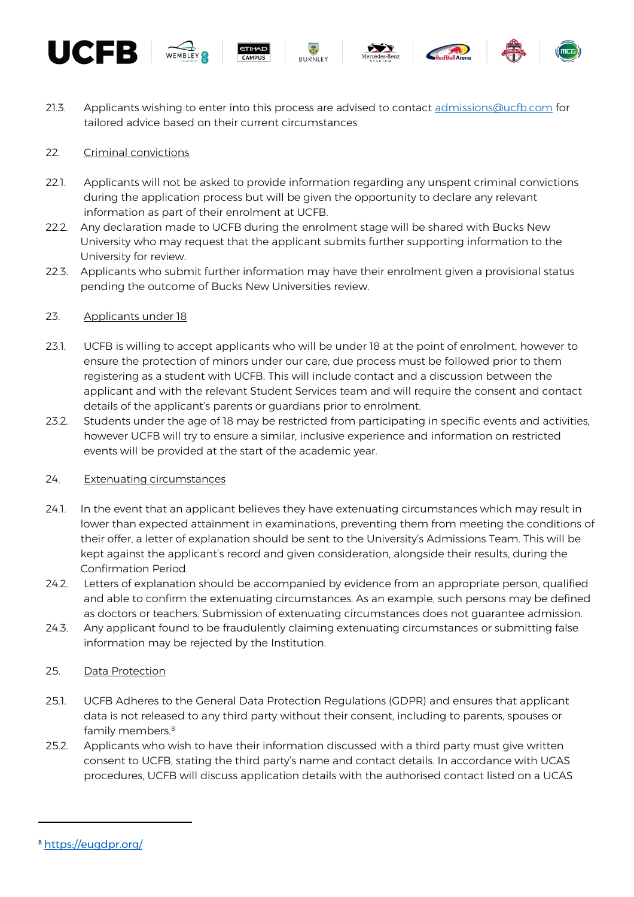21.3. Applicants wishing to enter into this process are advised to contact admissions@ucfb.com for tailored advice based on their current circumstances

22. Criminal convictions

22.1. Applicants will not be asked to provide information regarding any unspent criminal convictions during the application process but will be given the opportunity to declare any relevant information as part of their enrolment at UCFB.

22.2. Any declaration made to UCFB during the enrolment stage will be shared with Bucks New University who may request that the applicant submits further supporting information to the University for review.

22.3. Applicants who submit further information may have their enrolment given a provisional status pending the outcome of Bucks New Universities review.

23. Applicants under 18

23.1. UCFB is willing to accept applicants who will be under 18 at the point of enrolment, however to ensure the protection of minors under our care, due process must be followed prior to them registering as a student with UCFB. This will include contact and a discussion between the applicant and with the relevant Student Services team and will require the consent and contact details of the applicant's parents or guardians prior to enrolment.

23.2. Students under the age of 18 may be restricted from participating in specific events and activities, however UCFB will try to ensure a similar, inclusive experience and information on restricted events will be provided at the start of the academic year.

24. Extenuating circumstances

24.1. In the event that an applicant believes they have extenuating circumstances which may result in lower than expected attainment in examinations, preventing them from meeting the conditions of their offer, a letter of explanation should be sent to the University's Admissions Team. This will be kept against the applicant's record and given consideration, alongside their results, during the Confirmation Period.

24.2. Letters of explanation should be accompanied by evidence from an appropriate person, qualified and able to confirm the extenuating circumstances. As an example, such persons may be defined as doctors or teachers. Submission of extenuating circumstances does not guarantee admission.

24.3. Any applicant found to be fraudulently claiming extenuating circumstances or submitting false information may be rejected by the Institution.

25. Data Protection

25.1. UCFB Adheres to the General Data Protection Regulations (GDPR) and ensures that applicant data is not released to any third party without their consent, including to parents, spouses or family members.[8]

25.2. Applicants who wish to have their information discussed with a third party must give written consent to UCFB, stating the third party's name and contact details. In accordance with UCAS procedures, UCFB will discuss application details with the authorised contact listed on a UCAS

[8] https://eugdpr.org/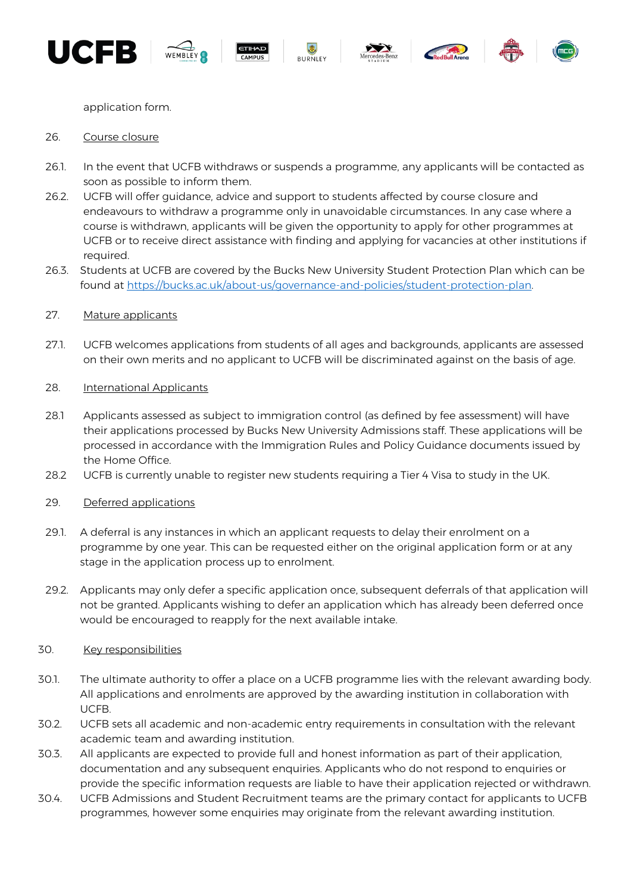application form.

26. Course closure

26.1. In the event that UCFB withdraws or suspends a programme, any applicants will be contacted as soon as possible to inform them.

26.2. UCFB will offer guidance, advice and support to students affected by course closure and endeavours to withdraw a programme only in unavoidable circumstances. In any case where a course is withdrawn, applicants will be given the opportunity to apply for other programmes at UCFB or to receive direct assistance with finding and applying for vacancies at other institutions if required.

26.3. Students at UCFB are covered by the Bucks New University Student Protection Plan which can be found at https://bucks.ac.uk/about-us/governance-and-policies/student-protection-plan.

27. Mature applicants

27.1. UCFB welcomes applications from students of all ages and backgrounds, applicants are assessed on their own merits and no applicant to UCFB will be discriminated against on the basis of age.

28. International Applicants

28.1 Applicants assessed as subject to immigration control (as defined by fee assessment) will have their applications processed by Bucks New University Admissions staff. These applications will be processed in accordance with the Immigration Rules and Policy Guidance documents issued by the Home Office.

28.2 UCFB is currently unable to register new students requiring a Tier 4 Visa to study in the UK.

29. Deferred applications

29.1. A deferral is any instances in which an applicant requests to delay their enrolment on a programme by one year. This can be requested either on the original application form or at any stage in the application process up to enrolment.

29.2. Applicants may only defer a specific application once, subsequent deferrals of that application will not be granted. Applicants wishing to defer an application which has already been deferred once would be encouraged to reapply for the next available intake.

30. Key responsibilities

30.1. The ultimate authority to offer a place on a UCFB programme lies with the relevant awarding body. All applications and enrolments are approved by the awarding institution in collaboration with UCFB.

30.2. UCFB sets all academic and non-academic entry requirements in consultation with the relevant academic team and awarding institution.

30.3. All applicants are expected to provide full and honest information as part of their application, documentation and any subsequent enquiries. Applicants who do not respond to enquiries or provide the specific information requests are liable to have their application rejected or withdrawn.

30.4. UCFB Admissions and Student Recruitment teams are the primary contact for applicants to UCFB programmes, however some enquiries may originate from the relevant awarding institution.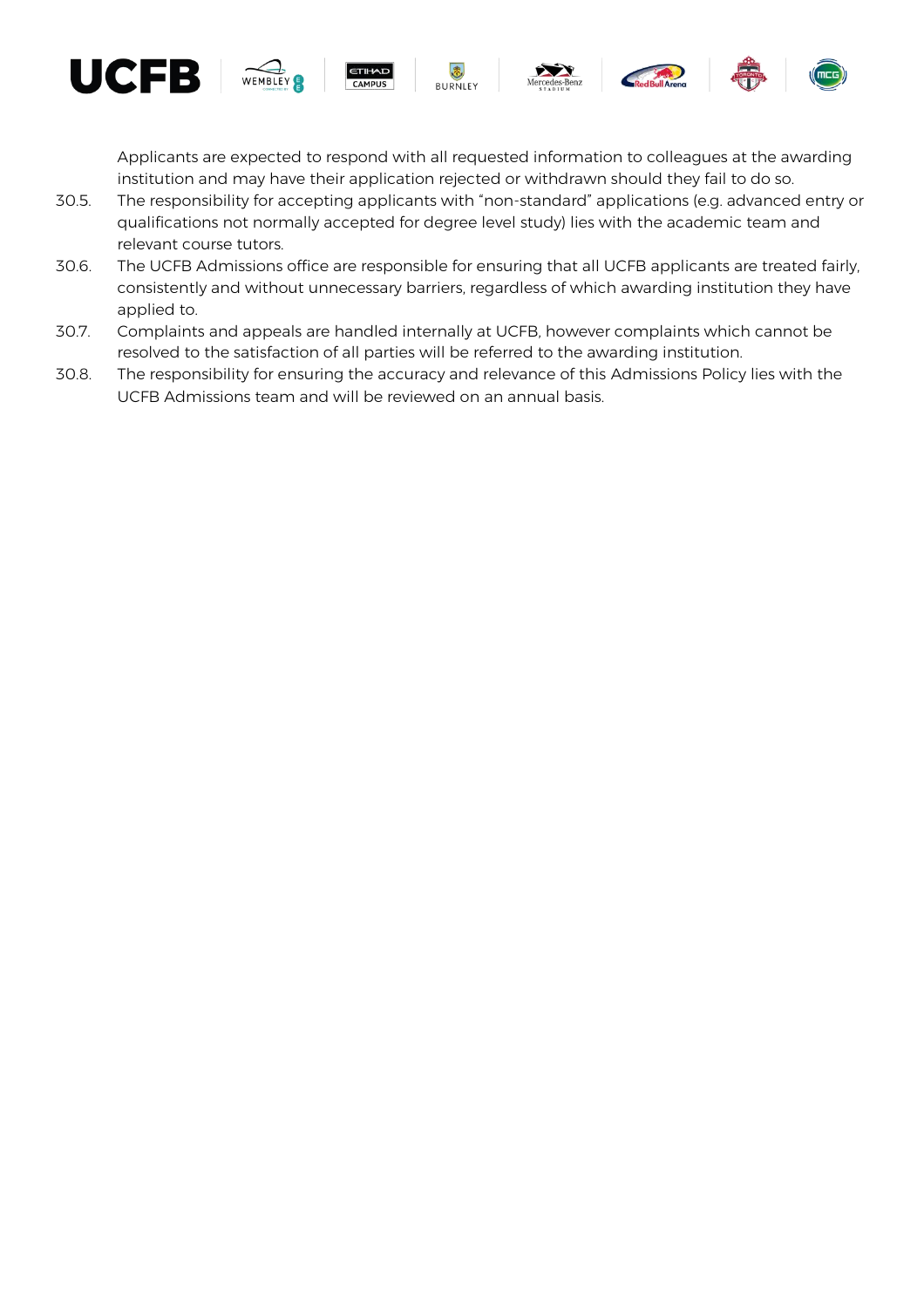Applicants are expected to respond with all requested information to colleagues at the awarding institution and may have their application rejected or withdrawn should they fail to do so.

30.5. The responsibility for accepting applicants with “non-standard” applications (e.g. advanced entry or qualifications not normally accepted for degree level study) lies with the academic team and relevant course tutors.

30.6. The UCFB Admissions office are responsible for ensuring that all UCFB applicants are treated fairly, consistently and without unnecessary barriers, regardless of which awarding institution they have applied to.

30.7. Complaints and appeals are handled internally at UCFB, however complaints which cannot be resolved to the satisfaction of all parties will be referred to the awarding institution.

30.8. The responsibility for ensuring the accuracy and relevance of this Admissions Policy lies with the UCFB Admissions team and will be reviewed on an annual basis.